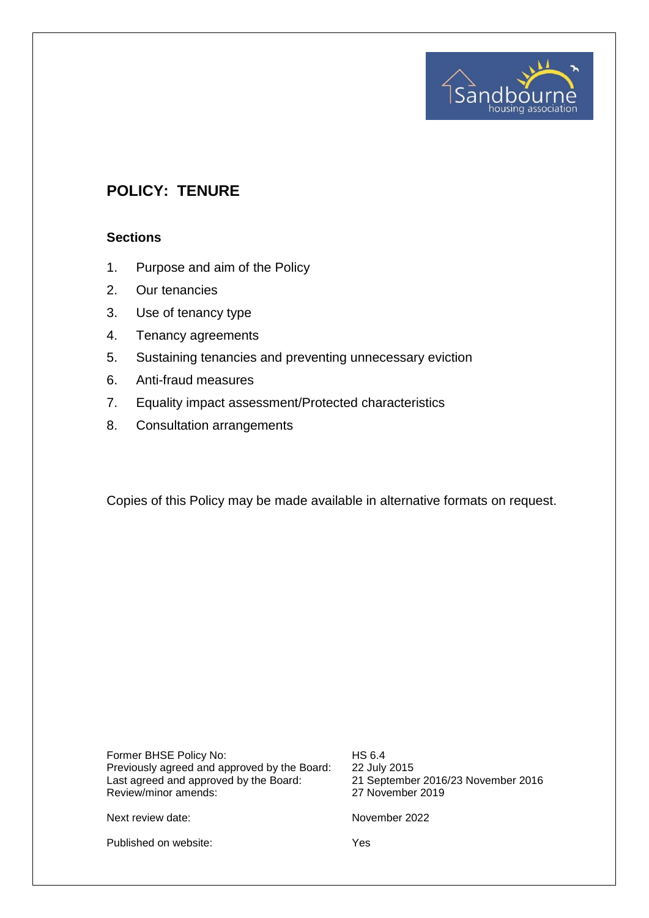# POLICY: TENURE

## Sections

1. Purpose and aim of the Policy
2. Our tenancies
3. Use of tenancy type
4. Tenancy agreements
5. Sustaining tenancies and preventing unnecessary eviction
6. Anti-fraud measures
7. Equality impact assessment/Protected characteristics
8. Consultation arrangements

Copies of this Policy may be made available in alternative formats on request.

| | |
|---|---|
| Former BHSE Policy No: | HS 6.4 |
| Previously agreed and approved by the Board: | 22 July 2015 |
| Last agreed and approved by the Board: | 21 September 2016/23 November 2016 |
| Review/minor amends: | 27 November 2019 |
| Next review date: | November 2022 |
| Published on website: | Yes |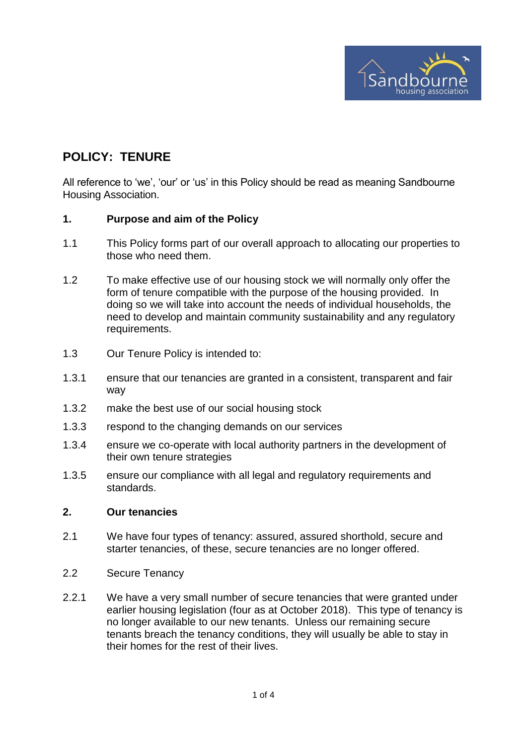# POLICY: TENURE

All reference to 'we', 'our' or 'us' in this Policy should be read as meaning Sandbourne Housing Association.

## 1. Purpose and aim of the Policy

1.1 This Policy forms part of our overall approach to allocating our properties to those who need them.

1.2 To make effective use of our housing stock we will normally only offer the form of tenure compatible with the purpose of the housing provided. In doing so we will take into account the needs of individual households, the need to develop and maintain community sustainability and any regulatory requirements.

1.3 Our Tenure Policy is intended to:

1.3.1 ensure that our tenancies are granted in a consistent, transparent and fair way

1.3.2 make the best use of our social housing stock

1.3.3 respond to the changing demands on our services

1.3.4 ensure we co-operate with local authority partners in the development of their own tenure strategies

1.3.5 ensure our compliance with all legal and regulatory requirements and standards.

## 2. Our tenancies

2.1 We have four types of tenancy: assured, assured shorthold, secure and starter tenancies, of these, secure tenancies are no longer offered.

2.2 Secure Tenancy

2.2.1 We have a very small number of secure tenancies that were granted under earlier housing legislation (four as at October 2018). This type of tenancy is no longer available to our new tenants. Unless our remaining secure tenants breach the tenancy conditions, they will usually be able to stay in their homes for the rest of their lives.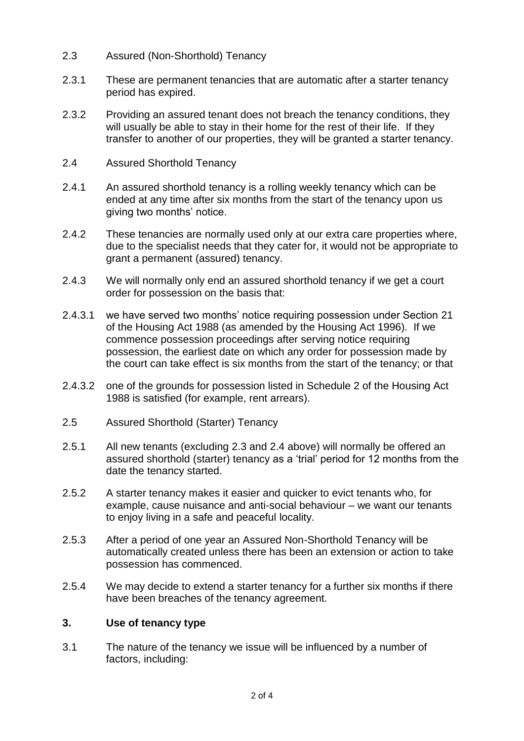2.3 Assured (Non-Shorthold) Tenancy

2.3.1 These are permanent tenancies that are automatic after a starter tenancy period has expired.

2.3.2 Providing an assured tenant does not breach the tenancy conditions, they will usually be able to stay in their home for the rest of their life. If they transfer to another of our properties, they will be granted a starter tenancy.

2.4 Assured Shorthold Tenancy

2.4.1 An assured shorthold tenancy is a rolling weekly tenancy which can be ended at any time after six months from the start of the tenancy upon us giving two months' notice.

2.4.2 These tenancies are normally used only at our extra care properties where, due to the specialist needs that they cater for, it would not be appropriate to grant a permanent (assured) tenancy.

2.4.3 We will normally only end an assured shorthold tenancy if we get a court order for possession on the basis that:

2.4.3.1 we have served two months' notice requiring possession under Section 21 of the Housing Act 1988 (as amended by the Housing Act 1996). If we commence possession proceedings after serving notice requiring possession, the earliest date on which any order for possession made by the court can take effect is six months from the start of the tenancy; or that

2.4.3.2 one of the grounds for possession listed in Schedule 2 of the Housing Act 1988 is satisfied (for example, rent arrears).

2.5 Assured Shorthold (Starter) Tenancy

2.5.1 All new tenants (excluding 2.3 and 2.4 above) will normally be offered an assured shorthold (starter) tenancy as a 'trial' period for 12 months from the date the tenancy started.

2.5.2 A starter tenancy makes it easier and quicker to evict tenants who, for example, cause nuisance and anti-social behaviour – we want our tenants to enjoy living in a safe and peaceful locality.

2.5.3 After a period of one year an Assured Non-Shorthold Tenancy will be automatically created unless there has been an extension or action to take possession has commenced.

2.5.4 We may decide to extend a starter tenancy for a further six months if there have been breaches of the tenancy agreement.

## 3. Use of tenancy type

3.1 The nature of the tenancy we issue will be influenced by a number of factors, including: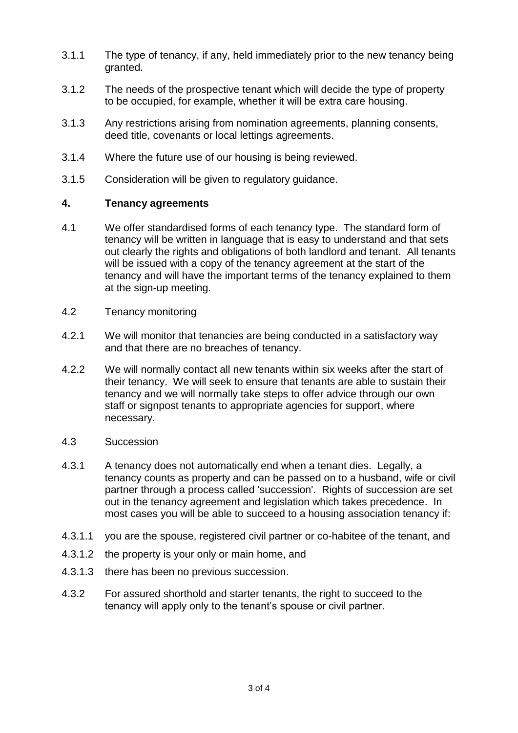3.1.1 The type of tenancy, if any, held immediately prior to the new tenancy being granted.

3.1.2 The needs of the prospective tenant which will decide the type of property to be occupied, for example, whether it will be extra care housing.

3.1.3 Any restrictions arising from nomination agreements, planning consents, deed title, covenants or local lettings agreements.

3.1.4 Where the future use of our housing is being reviewed.

3.1.5 Consideration will be given to regulatory guidance.

## 4. Tenancy agreements

4.1 We offer standardised forms of each tenancy type. The standard form of tenancy will be written in language that is easy to understand and that sets out clearly the rights and obligations of both landlord and tenant. All tenants will be issued with a copy of the tenancy agreement at the start of the tenancy and will have the important terms of the tenancy explained to them at the sign-up meeting.

4.2 Tenancy monitoring

4.2.1 We will monitor that tenancies are being conducted in a satisfactory way and that there are no breaches of tenancy.

4.2.2 We will normally contact all new tenants within six weeks after the start of their tenancy. We will seek to ensure that tenants are able to sustain their tenancy and we will normally take steps to offer advice through our own staff or signpost tenants to appropriate agencies for support, where necessary.

4.3 Succession

4.3.1 A tenancy does not automatically end when a tenant dies. Legally, a tenancy counts as property and can be passed on to a husband, wife or civil partner through a process called 'succession'. Rights of succession are set out in the tenancy agreement and legislation which takes precedence. In most cases you will be able to succeed to a housing association tenancy if:

4.3.1.1 you are the spouse, registered civil partner or co-habitee of the tenant, and

4.3.1.2 the property is your only or main home, and

4.3.1.3 there has been no previous succession.

4.3.2 For assured shorthold and starter tenants, the right to succeed to the tenancy will apply only to the tenant's spouse or civil partner.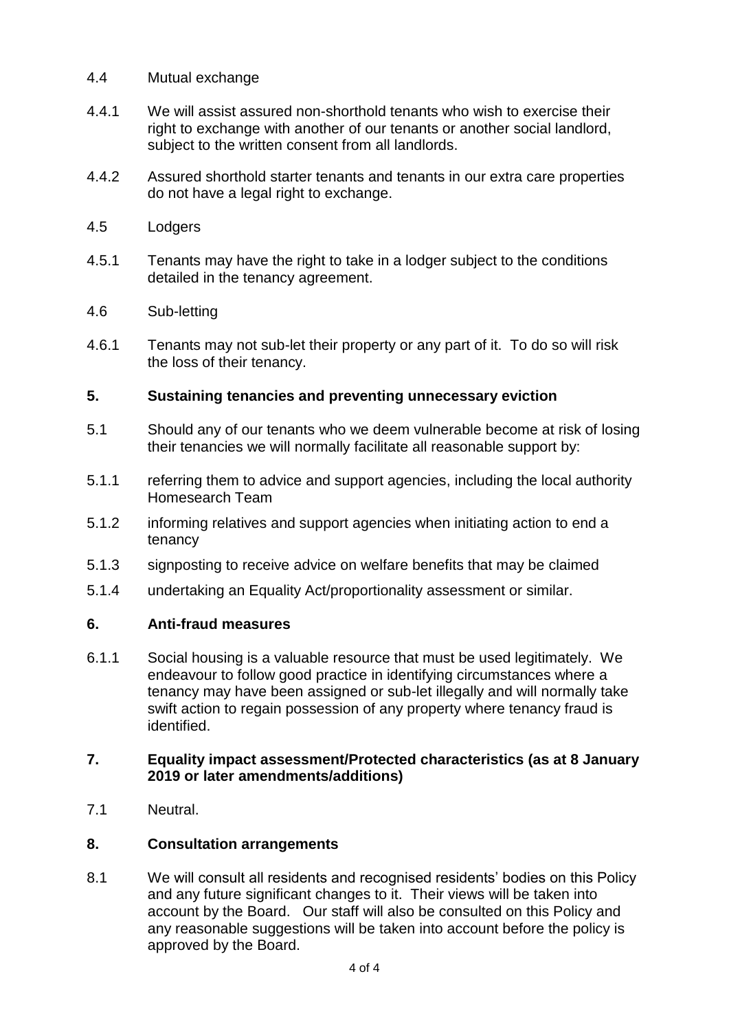4.4 Mutual exchange

4.4.1 We will assist assured non-shorthold tenants who wish to exercise their right to exchange with another of our tenants or another social landlord, subject to the written consent from all landlords.

4.4.2 Assured shorthold starter tenants and tenants in our extra care properties do not have a legal right to exchange.

4.5 Lodgers

4.5.1 Tenants may have the right to take in a lodger subject to the conditions detailed in the tenancy agreement.

4.6 Sub-letting

4.6.1 Tenants may not sub-let their property or any part of it. To do so will risk the loss of their tenancy.

## 5. Sustaining tenancies and preventing unnecessary eviction

5.1 Should any of our tenants who we deem vulnerable become at risk of losing their tenancies we will normally facilitate all reasonable support by:

5.1.1 referring them to advice and support agencies, including the local authority Homesearch Team

5.1.2 informing relatives and support agencies when initiating action to end a tenancy

5.1.3 signposting to receive advice on welfare benefits that may be claimed

5.1.4 undertaking an Equality Act/proportionality assessment or similar.

## 6. Anti-fraud measures

6.1.1 Social housing is a valuable resource that must be used legitimately. We endeavour to follow good practice in identifying circumstances where a tenancy may have been assigned or sub-let illegally and will normally take swift action to regain possession of any property where tenancy fraud is identified.

## 7. Equality impact assessment/Protected characteristics (as at 8 January 2019 or later amendments/additions)

7.1 Neutral.

## 8. Consultation arrangements

8.1 We will consult all residents and recognised residents' bodies on this Policy and any future significant changes to it. Their views will be taken into account by the Board. Our staff will also be consulted on this Policy and any reasonable suggestions will be taken into account before the policy is approved by the Board.